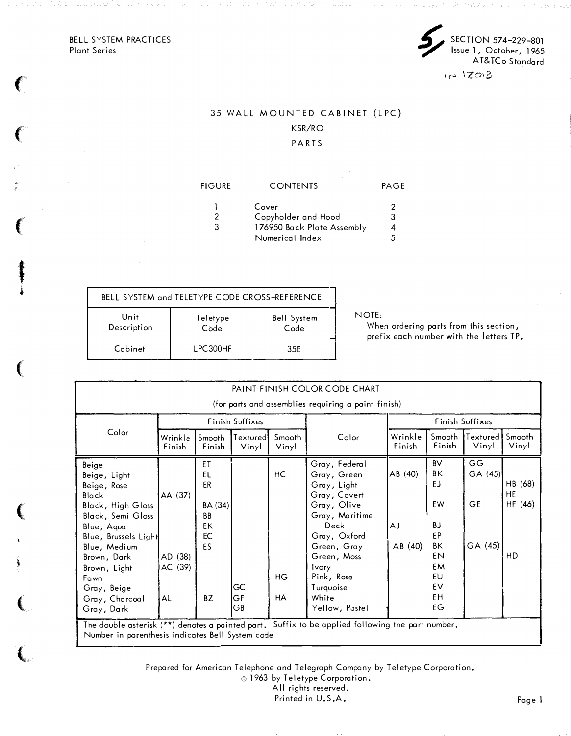BELL SYSTEM PRACTICES
Plant Series

SECTION 574-229-801
Issue 1, October, 1965
AT&TCo Standard

# 35 WALL MOUNTED CABINET (LPC)

## KSR/RO

## PARTS

| FIGURE | CONTENTS | PAGE |
|---|---|---|
| 1 | Cover | 2 |
| 2 | Copyholder and Hood | 3 |
| 3 | 176950 Back Plate Assembly | 4 |
| | Numerical Index | 5 |

| BELL SYSTEM and TELETYPE CODE CROSS-REFERENCE | | |
|---|---|---|
| Unit Description | Teletype Code | Bell System Code |
| Cabinet | LPC300HF | 35E |

NOTE:
When ordering parts from this section, prefix each number with the letters TP.

| PAINT FINISH COLOR CODE CHART (for parts and assemblies requiring a paint finish) | | | | | | | | | |
|---|---|---|---|---|---|---|---|---|---|
| Color | Finish Suffixes | | | | Color | Finish Suffixes | | | |
| | Wrinkle Finish | Smooth Finish | Textured Vinyl | Smooth Vinyl | | Wrinkle Finish | Smooth Finish | Textured Vinyl | Smooth Vinyl |
| Beige | | ET | | | Gray, Federal | | BV | GG | |
| Beige, Light | | EL | | HC | Gray, Green | AB (40) | BK | GA (45) | |
| Beige, Rose | | ER | | | Gray, Light | | EJ | | HB (68) |
| Black | AA (37) | | | | Gray, Covert | | | | HE |
| Black, High Gloss | | BA (34) | | | Gray, Olive | | EW | GE | HF (46) |
| Black, Semi Gloss | | BB | | | Gray, Maritime Deck | AJ | BJ | | |
| Blue, Aqua | | EK | | | Gray, Oxford | | EP | | |
| Blue, Brussels Light | | EC | | | Green, Gray | AB (40) | BK | GA (45) | |
| Blue, Medium | | ES | | | Green, Moss | | EN | | HD |
| Brown, Dark | AD (38) | | | | Ivory | | EM | | |
| Brown, Light | AC (39) | | | | Pink, Rose | | EU | | |
| Fawn | | | | HG | Turquoise | | EV | | |
| Gray, Beige | | | GC | | White | | EH | | |
| Gray, Charcoal | AL | BZ | GF | HA | Yellow, Pastel | | EG | | |
| Gray, Dark | | | GB | | | | | | |

The double asterisk (**) denotes a painted part. Suffix to be applied following the part number.
Number in parenthesis indicates Bell System code

Prepared for American Telephone and Telegraph Company by Teletype Corporation.
© 1963 by Teletype Corporation.
All rights reserved.
Printed in U.S.A.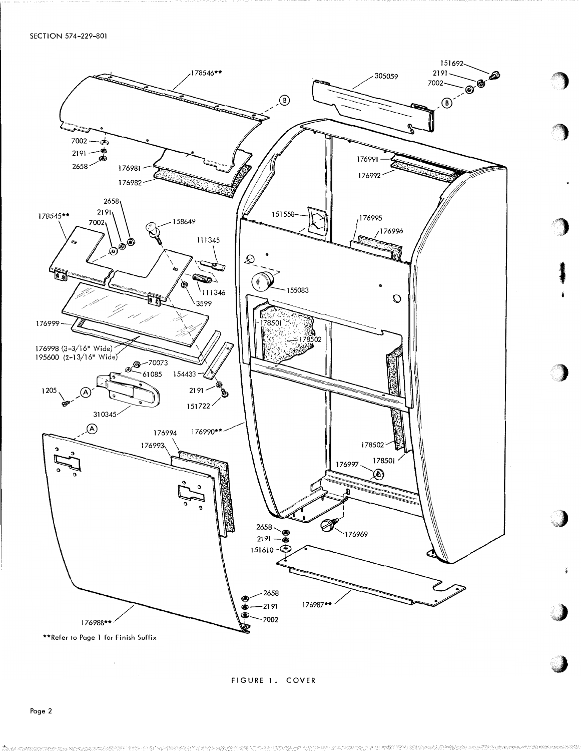**Refer to Page 1 for Finish Suffix

FIGURE 1. COVER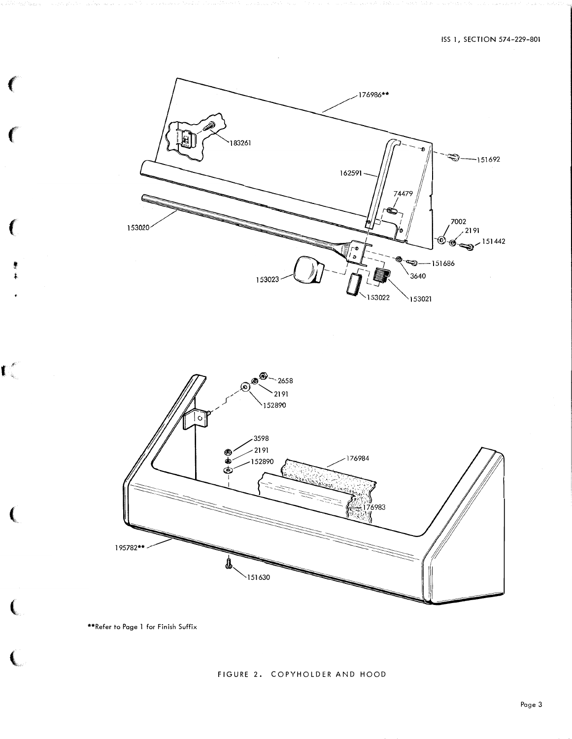176986**

183261

162591

151692

74479

153020

7002

2191

151442

151686

3640

153023

153022

153021

2658

2191

152890

3598

2191

152890

176984

176983

195782**

151630

**Refer to Page 1 for Finish Suffix

FIGURE 2. COPYHOLDER AND HOOD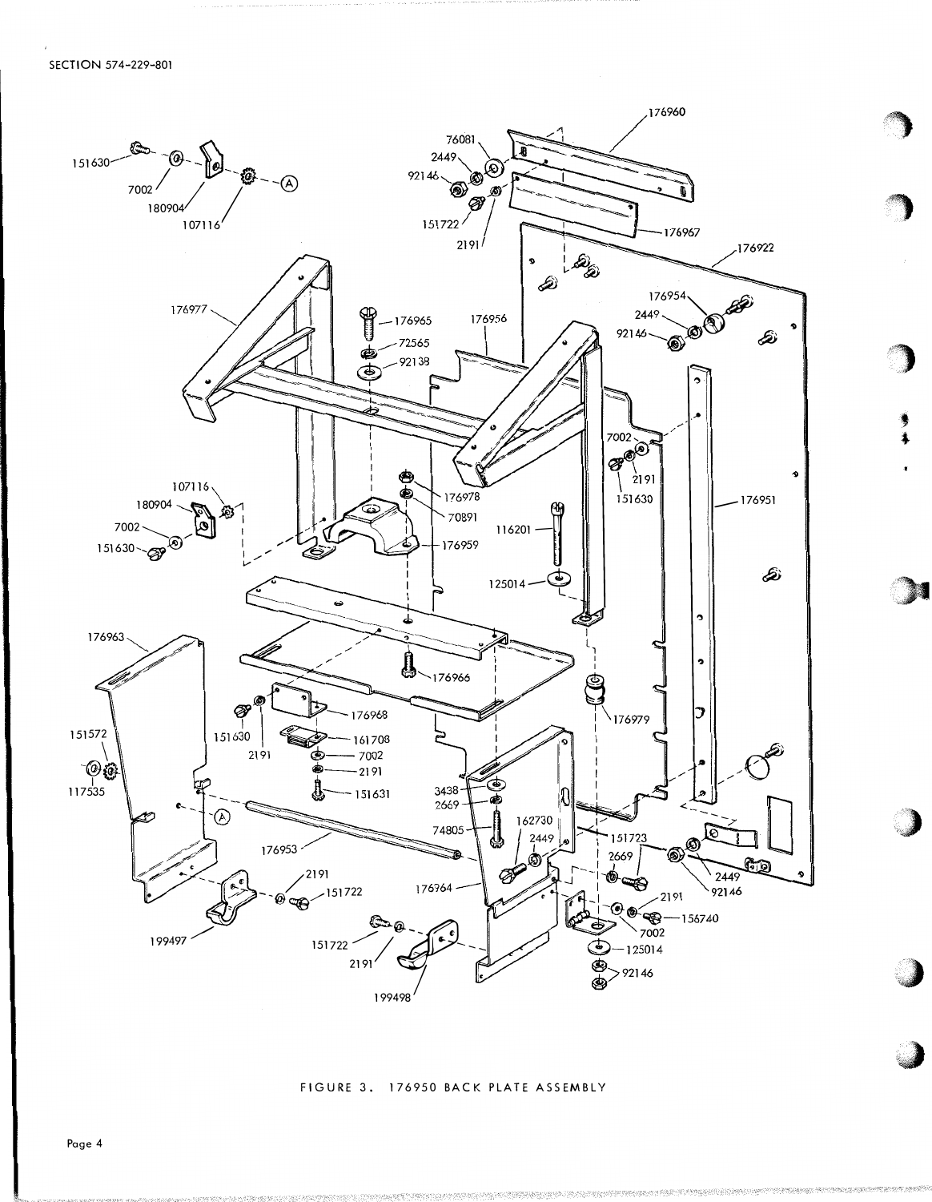FIGURE 3. 176950 BACK PLATE ASSEMBLY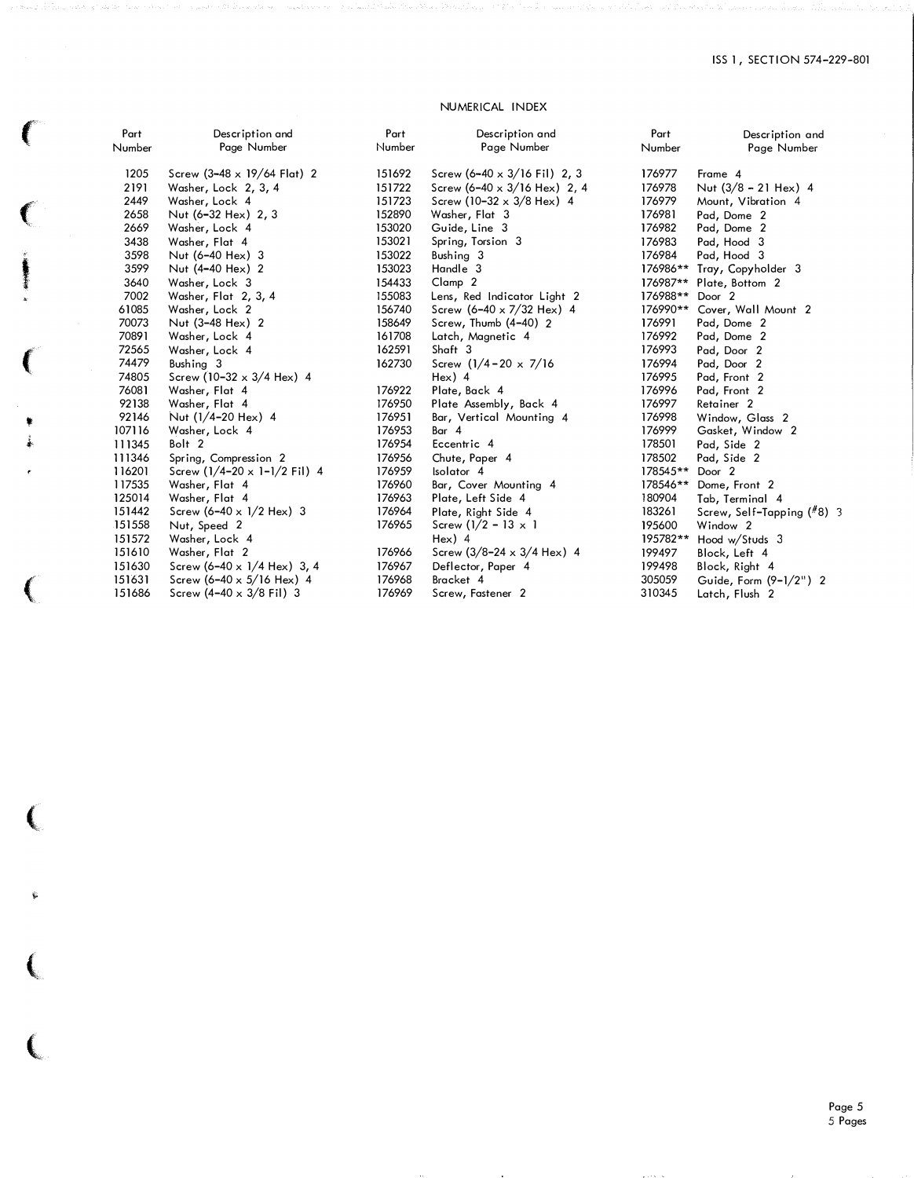## NUMERICAL INDEX

| Part Number | Description and Page Number |
|---|---|
| 1205 | Screw (3-48 x 19/64 Flat) 2 |
| 2191 | Washer, Lock 2, 3, 4 |
| 2449 | Washer, Lock 4 |
| 2658 | Nut (6-32 Hex) 2, 3 |
| 2669 | Washer, Lock 4 |
| 3438 | Washer, Flat 4 |
| 3598 | Nut (6-40 Hex) 3 |
| 3599 | Nut (4-40 Hex) 2 |
| 3640 | Washer, Lock 3 |
| 7002 | Washer, Flat 2, 3, 4 |
| 61085 | Washer, Lock 2 |
| 70073 | Nut (3-48 Hex) 2 |
| 70891 | Washer, Lock 4 |
| 72565 | Washer, Lock 4 |
| 74479 | Bushing 3 |
| 74805 | Screw (10-32 x 3/4 Hex) 4 |
| 76081 | Washer, Flat 4 |
| 92138 | Washer, Flat 4 |
| 92146 | Nut (1/4-20 Hex) 4 |
| 107116 | Washer, Lock 4 |
| 111345 | Bolt 2 |
| 111346 | Spring, Compression 2 |
| 116201 | Screw (1/4-20 x 1-1/2 Fil) 4 |
| 117535 | Washer, Flat 4 |
| 125014 | Washer, Flat 4 |
| 151442 | Screw (6-40 x 1/2 Hex) 3 |
| 151558 | Nut, Speed 2 |
| 151572 | Washer, Lock 4 |
| 151610 | Washer, Flat 2 |
| 151630 | Screw (6-40 x 1/4 Hex) 3, 4 |
| 151631 | Screw (6-40 x 5/16 Hex) 4 |
| 151686 | Screw (4-40 x 3/8 Fil) 3 |
| 151692 | Screw (6-40 x 3/16 Fil) 2, 3 |
| 151722 | Screw (6-40 x 3/16 Hex) 2, 4 |
| 151723 | Screw (10-32 x 3/8 Hex) 4 |
| 152890 | Washer, Flat 3 |
| 153020 | Guide, Line 3 |
| 153021 | Spring, Torsion 3 |
| 153022 | Bushing 3 |
| 153023 | Handle 3 |
| 154433 | Clamp 2 |
| 155083 | Lens, Red Indicator Light 2 |
| 156740 | Screw (6-40 x 7/32 Hex) 4 |
| 158649 | Screw, Thumb (4-40) 2 |
| 161708 | Latch, Magnetic 4 |
| 162591 | Shaft 3 |
| 162730 | Screw (1/4-20 x 7/16 Hex) 4 |
| 176922 | Plate, Back 4 |
| 176950 | Plate Assembly, Back 4 |
| 176951 | Bar, Vertical Mounting 4 |
| 176953 | Bar 4 |
| 176954 | Eccentric 4 |
| 176956 | Chute, Paper 4 |
| 176959 | Isolator 4 |
| 176960 | Bar, Cover Mounting 4 |
| 176963 | Plate, Left Side 4 |
| 176964 | Plate, Right Side 4 |
| 176965 | Screw (1/2 - 13 x 1 Hex) 4 |
| 176966 | Screw (3/8-24 x 3/4 Hex) 4 |
| 176967 | Deflector, Paper 4 |
| 176968 | Bracket 4 |
| 176969 | Screw, Fastener 2 |
| 176977 | Frame 4 |
| 176978 | Nut (3/8 - 21 Hex) 4 |
| 176979 | Mount, Vibration 4 |
| 176981 | Pad, Dome 2 |
| 176982 | Pad, Dome 2 |
| 176983 | Pad, Hood 3 |
| 176984 | Pad, Hood 3 |
| 176986** | Tray, Copyholder 3 |
| 176987** | Plate, Bottom 2 |
| 176988** | Door 2 |
| 176990** | Cover, Wall Mount 2 |
| 176991 | Pad, Dome 2 |
| 176992 | Pad, Dome 2 |
| 176993 | Pad, Door 2 |
| 176994 | Pad, Door 2 |
| 176995 | Pad, Front 2 |
| 176996 | Pad, Front 2 |
| 176997 | Retainer 2 |
| 176998 | Window, Glass 2 |
| 176999 | Gasket, Window 2 |
| 178501 | Pad, Side 2 |
| 178502 | Pad, Side 2 |
| 178545** | Door 2 |
| 178546** | Dome, Front 2 |
| 180904 | Tab, Terminal 4 |
| 183261 | Screw, Self-Tapping (#8) 3 |
| 195600 | Window 2 |
| 195782** | Hood w/Studs 3 |
| 199497 | Block, Left 4 |
| 199498 | Block, Right 4 |
| 305059 | Guide, Form (9-1/2") 2 |
| 310345 | Latch, Flush 2 |